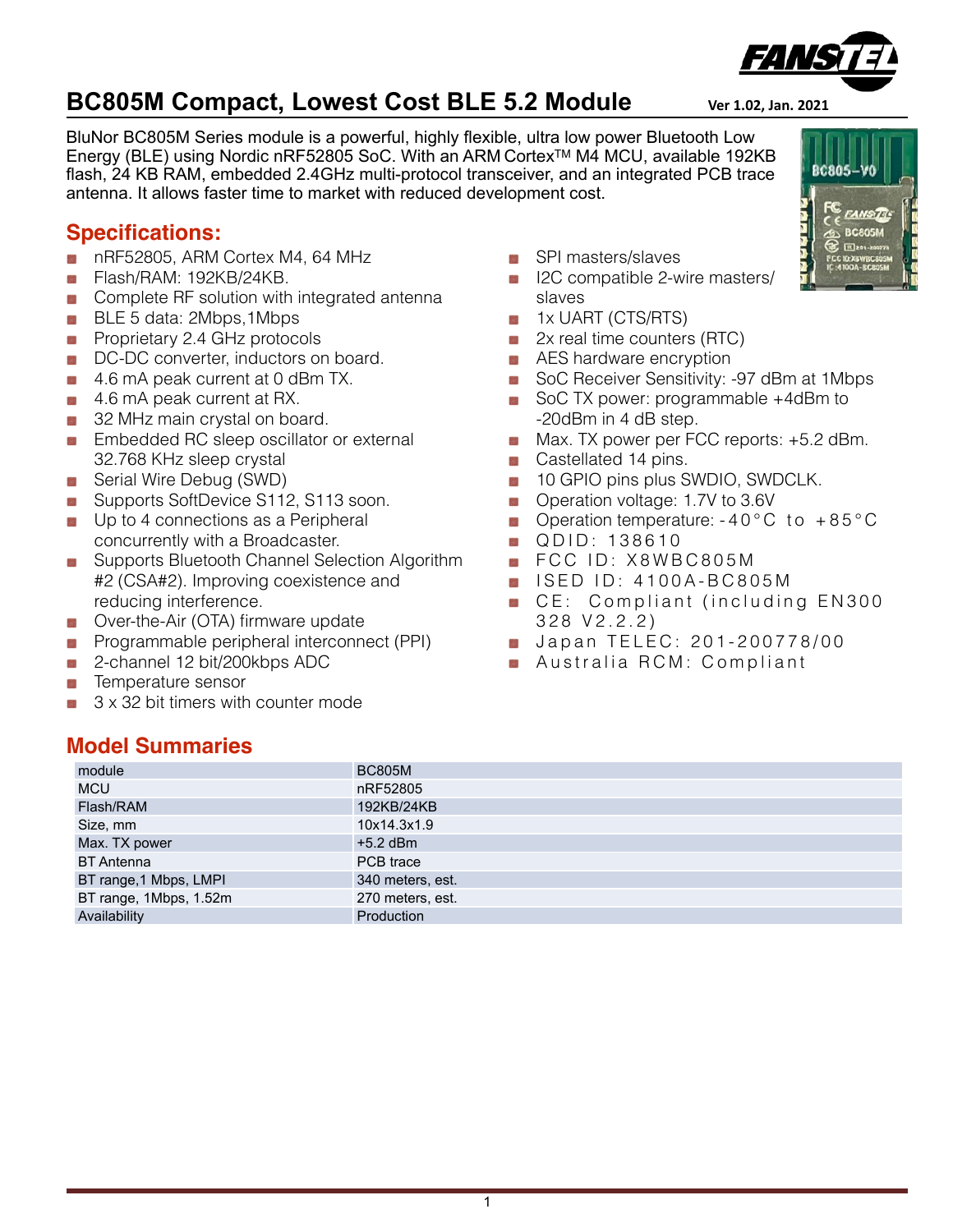# BC805M Compact, Lowest Cost BLE 5.2 Module

Ver 1.02, Jan. 2021

BluNor BC805M Series module is a powerful, highly flexible, ultra low power Bluetooth Low Energy (BLE) using Nordic nRF52805 SoC. With an ARM Cortex™ M4 MCU, available 192KB flash, 24 KB RAM, embedded 2.4GHz multi-protocol transceiver, and an integrated PCB trace antenna. It allows faster time to market with reduced development cost.

## Specifications:

- nRF52805, ARM Cortex M4, 64 MHz
- Flash/RAM: 192KB/24KB.
- Complete RF solution with integrated antenna
- BLE 5 data: 2Mbps,1Mbps
- Proprietary 2.4 GHz protocols
- DC-DC converter, inductors on board.
- 4.6 mA peak current at 0 dBm TX.
- 4.6 mA peak current at RX.
- 32 MHz main crystal on board.
- Embedded RC sleep oscillator or external 32.768 KHz sleep crystal
- Serial Wire Debug (SWD)
- Supports SoftDevice S112, S113 soon.
- Up to 4 connections as a Peripheral concurrently with a Broadcaster.
- Supports Bluetooth Channel Selection Algorithm #2 (CSA#2). Improving coexistence and reducing interference.
- Over-the-Air (OTA) firmware update
- Programmable peripheral interconnect (PPI)
- 2-channel 12 bit/200kbps ADC
- Temperature sensor
- 3 x 32 bit timers with counter mode
- SPI masters/slaves
- I2C compatible 2-wire masters/ slaves
- 1x UART (CTS/RTS)
- 2x real time counters (RTC)
- AES hardware encryption
- SoC Receiver Sensitivity: -97 dBm at 1Mbps
- SoC TX power: programmable +4dBm to -20dBm in 4 dB step.
- Max. TX power per FCC reports: +5.2 dBm.
- Castellated 14 pins.
- 10 GPIO pins plus SWDIO, SWDCLK.
- Operation voltage: 1.7V to 3.6V
- Operation temperature: -40°C to +85°C
- QDID: 138610
- FCC ID: X8WBC805M
- ISED ID: 4100A-BC805M
- CE: Compliant (including EN300 328 V2.2.2)
- Japan TELEC: 201-200778/00
- Australia RCM: Compliant

## Model Summaries

| module | BC805M |
|---|---|
| MCU | nRF52805 |
| Flash/RAM | 192KB/24KB |
| Size, mm | 10x14.3x1.9 |
| Max. TX power | +5.2 dBm |
| BT Antenna | PCB trace |
| BT range,1 Mbps, LMPI | 340 meters, est. |
| BT range, 1Mbps, 1.52m | 270 meters, est. |
| Availability | Production |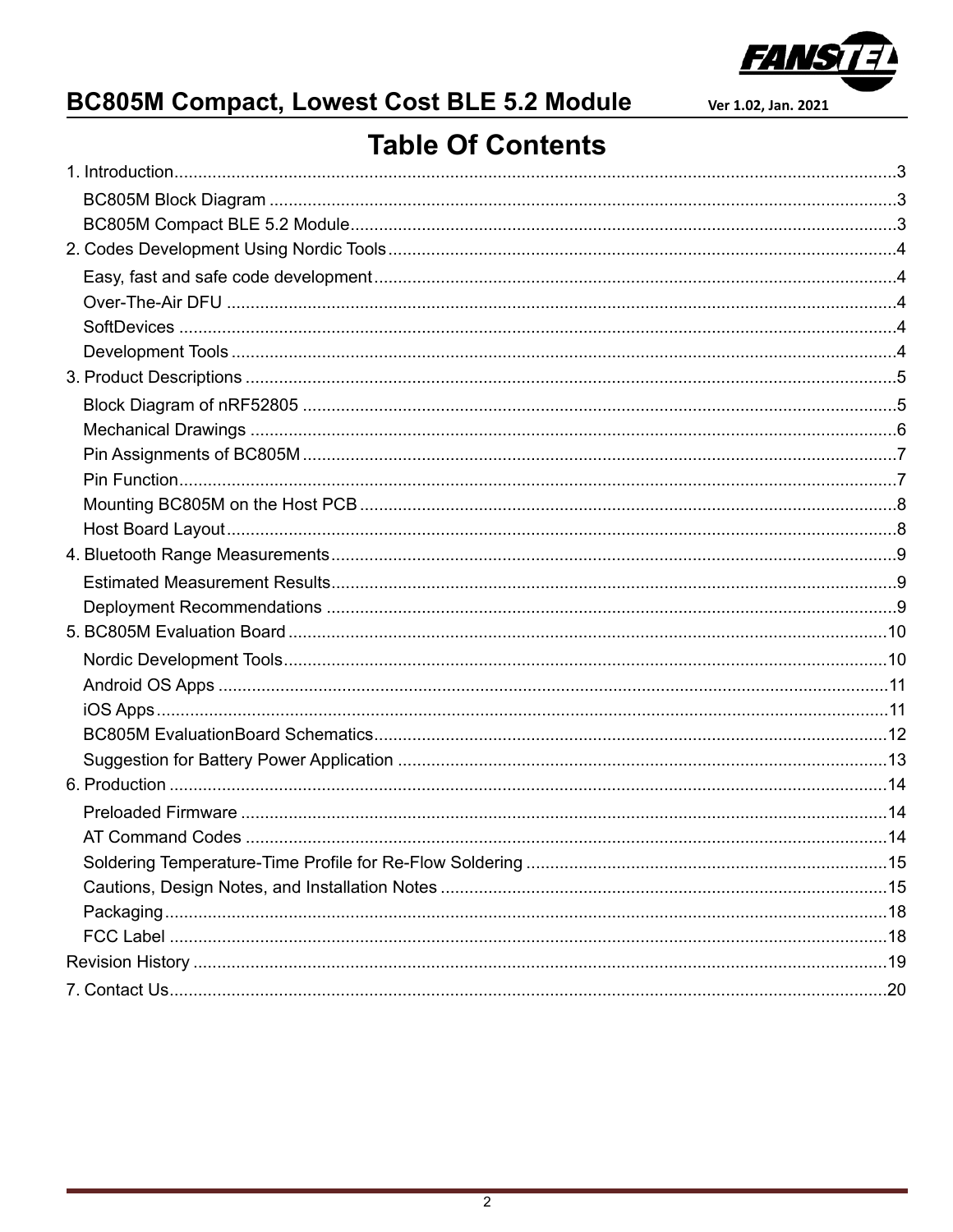# Table Of Contents

1. Introduction....................................................3
   - BC805M Block Diagram ....................................................3
   - BC805M Compact BLE 5.2 Module....................................................3
2. Codes Development Using Nordic Tools....................................................4
   - Easy, fast and safe code development....................................................4
   - Over-The-Air DFU ....................................................4
   - SoftDevices ....................................................4
   - Development Tools....................................................4
3. Product Descriptions ....................................................5
   - Block Diagram of nRF52805 ....................................................5
   - Mechanical Drawings ....................................................6
   - Pin Assignments of BC805M....................................................7
   - Pin Function....................................................7
   - Mounting BC805M on the Host PCB....................................................8
   - Host Board Layout....................................................8
4. Bluetooth Range Measurements....................................................9
   - Estimated Measurement Results....................................................9
   - Deployment Recommendations ....................................................9
5. BC805M Evaluation Board....................................................10
   - Nordic Development Tools....................................................10
   - Android OS Apps ....................................................11
   - iOS Apps....................................................11
   - BC805M EvaluationBoard Schematics....................................................12
   - Suggestion for Battery Power Application ....................................................13
6. Production ....................................................14
   - Preloaded Firmware ....................................................14
   - AT Command Codes ....................................................14
   - Soldering Temperature-Time Profile for Re-Flow Soldering ....................................................15
   - Cautions, Design Notes, and Installation Notes ....................................................15
   - Packaging....................................................18
   - FCC Label ....................................................18

Revision History ....................................................19

7. Contact Us....................................................20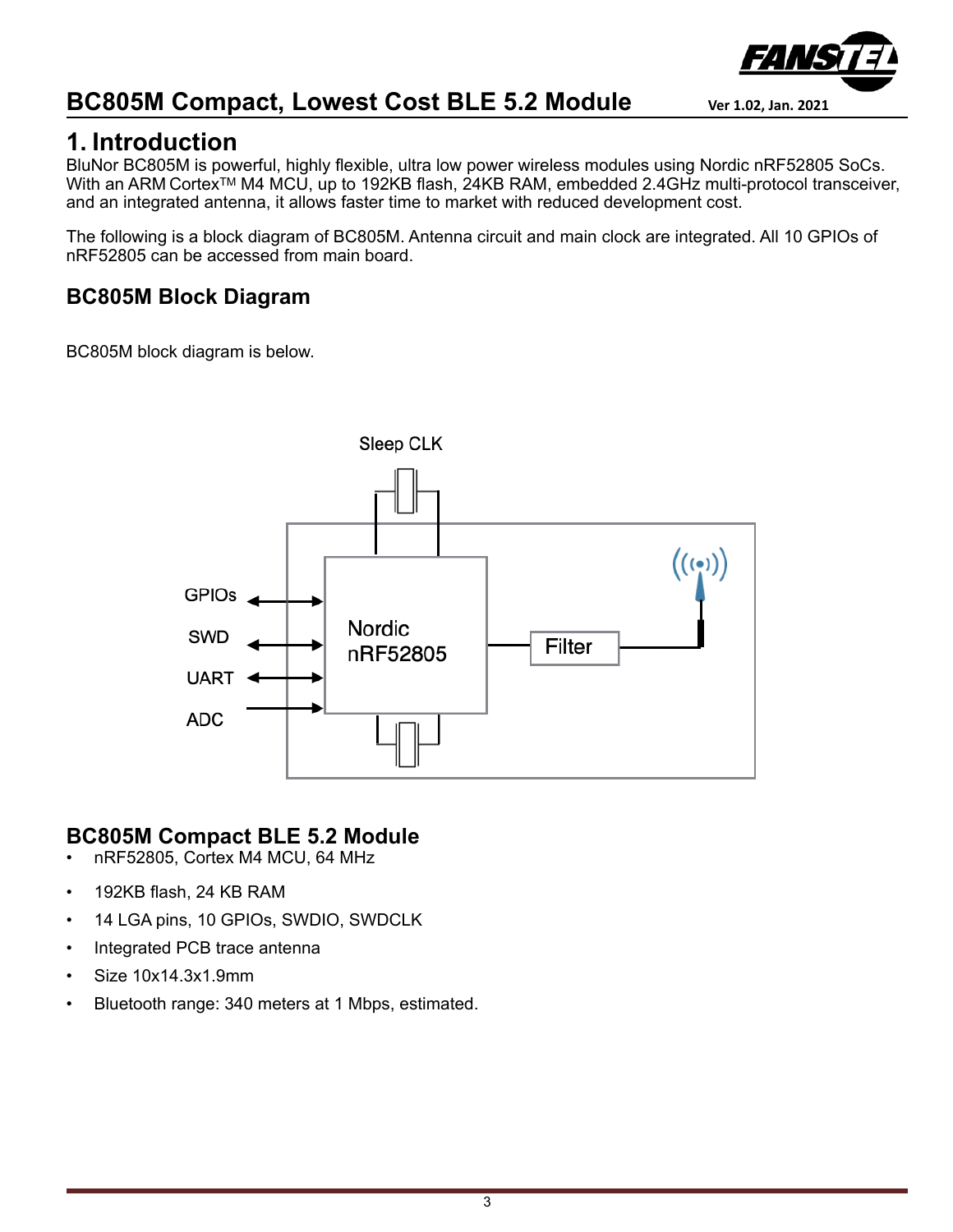# 1. Introduction

BluNor BC805M is powerful, highly flexible, ultra low power wireless modules using Nordic nRF52805 SoCs. With an ARM CortexTM M4 MCU, up to 192KB flash, 24KB RAM, embedded 2.4GHz multi-protocol transceiver, and an integrated antenna, it allows faster time to market with reduced development cost.

The following is a block diagram of BC805M. Antenna circuit and main clock are integrated. All 10 GPIOs of nRF52805 can be accessed from main board.

## BC805M Block Diagram

BC805M block diagram is below.

Sleep CLK

GPIOs

SWD

UART

ADC

Nordic nRF52805

Filter

## BC805M Compact BLE 5.2 Module

- nRF52805, Cortex M4 MCU, 64 MHz
- 192KB flash, 24 KB RAM
- 14 LGA pins, 10 GPIOs, SWDIO, SWDCLK
- Integrated PCB trace antenna
- Size 10x14.3x1.9mm
- Bluetooth range: 340 meters at 1 Mbps, estimated.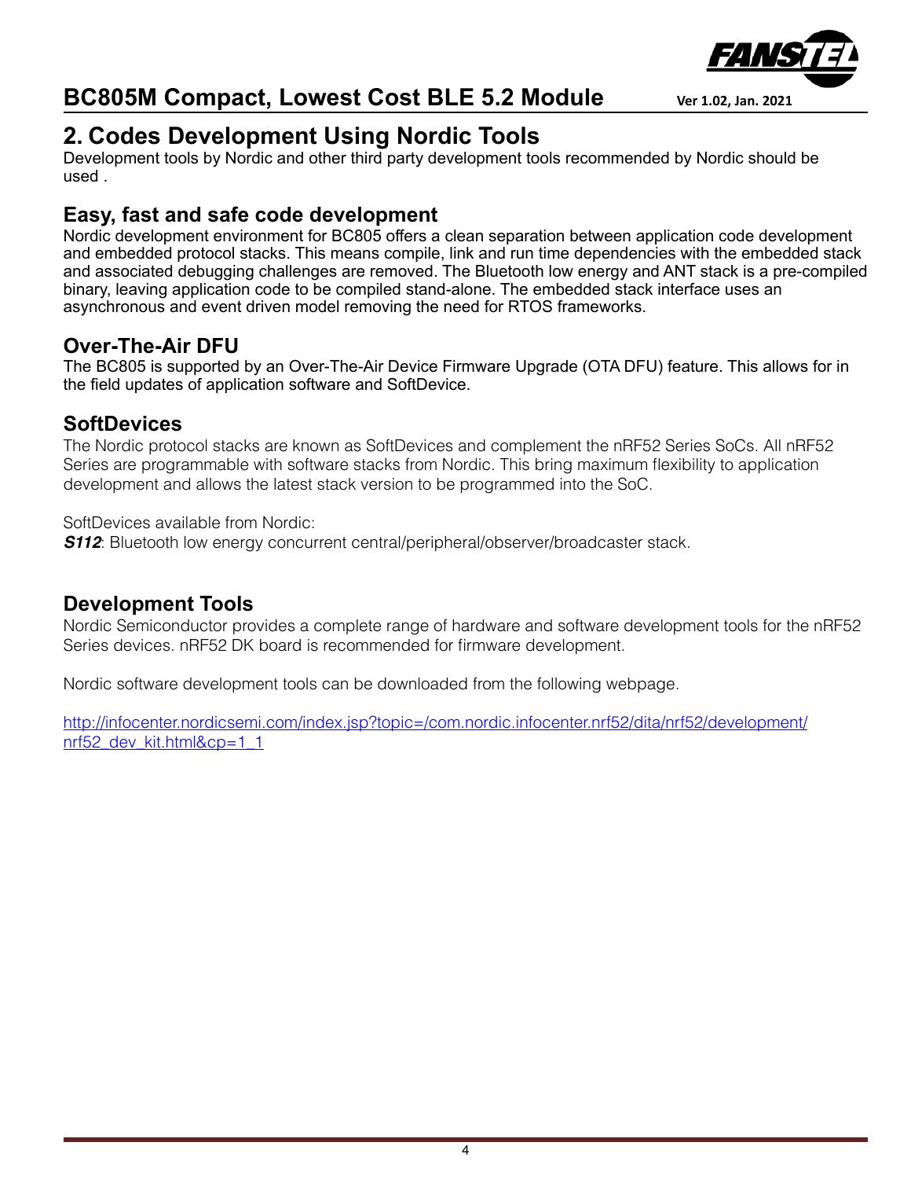# 2. Codes Development Using Nordic Tools

Development tools by Nordic and other third party development tools recommended by Nordic should be used .

## Easy, fast and safe code development

Nordic development environment for BC805 offers a clean separation between application code development and embedded protocol stacks. This means compile, link and run time dependencies with the embedded stack and associated debugging challenges are removed. The Bluetooth low energy and ANT stack is a pre-compiled binary, leaving application code to be compiled stand-alone. The embedded stack interface uses an asynchronous and event driven model removing the need for RTOS frameworks.

## Over-The-Air DFU

The BC805 is supported by an Over-The-Air Device Firmware Upgrade (OTA DFU) feature. This allows for in the field updates of application software and SoftDevice.

## SoftDevices

The Nordic protocol stacks are known as SoftDevices and complement the nRF52 Series SoCs. All nRF52 Series are programmable with software stacks from Nordic. This bring maximum flexibility to application development and allows the latest stack version to be programmed into the SoC.

SoftDevices available from Nordic:
***S112***: Bluetooth low energy concurrent central/peripheral/observer/broadcaster stack.

## Development Tools

Nordic Semiconductor provides a complete range of hardware and software development tools for the nRF52 Series devices. nRF52 DK board is recommended for firmware development.

Nordic software development tools can be downloaded from the following webpage.

http://infocenter.nordicsemi.com/index.jsp?topic=/com.nordic.infocenter.nrf52/dita/nrf52/development/nrf52_dev_kit.html&cp=1_1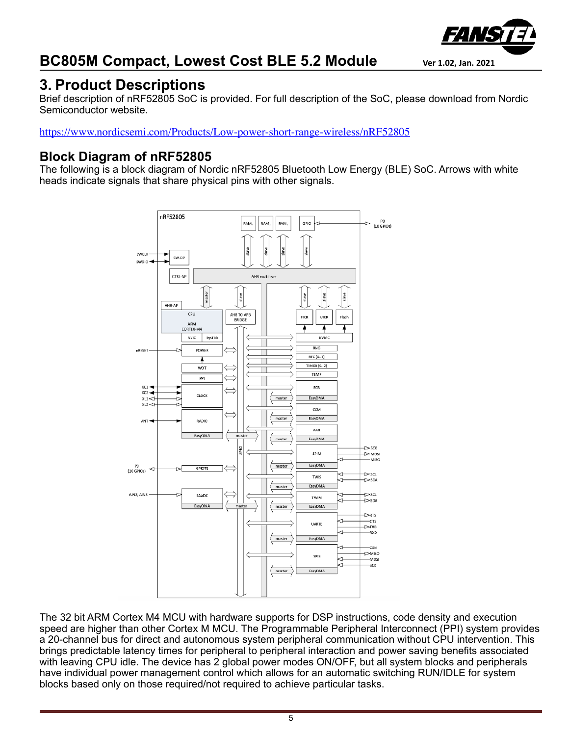# 3. Product Descriptions

Brief description of nRF52805 SoC is provided. For full description of the SoC, please download from Nordic Semiconductor website.

https://www.nordicsemi.com/Products/Low-power-short-range-wireless/nRF52805

## Block Diagram of nRF52805

The following is a block diagram of Nordic nRF52805 Bluetooth Low Energy (BLE) SoC. Arrows with white heads indicate signals that share physical pins with other signals.

The 32 bit ARM Cortex M4 MCU with hardware supports for DSP instructions, code density and execution speed are higher than other Cortex M MCU. The Programmable Peripheral Interconnect (PPI) system provides a 20-channel bus for direct and autonomous system peripheral communication without CPU intervention. This brings predictable latency times for peripheral to peripheral interaction and power saving benefits associated with leaving CPU idle. The device has 2 global power modes ON/OFF, but all system blocks and peripherals have individual power management control which allows for an automatic switching RUN/IDLE for system blocks based only on those required/not required to achieve particular tasks.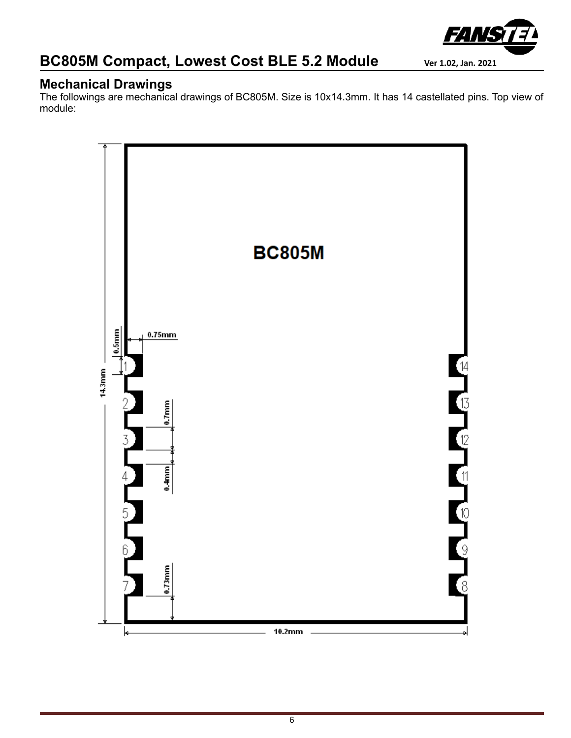## Mechanical Drawings

The followings are mechanical drawings of BC805M. Size is 10x14.3mm. It has 14 castellated pins. Top view of module: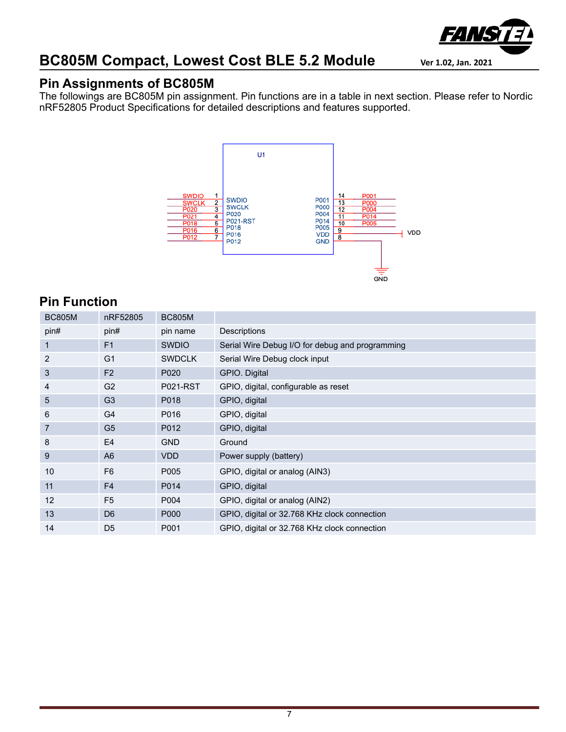## Pin Assignments of BC805M

The followings are BC805M pin assignment. Pin functions are in a table in next section. Please refer to Nordic nRF52805 Product Specifications for detailed descriptions and features supported.

## Pin Function

| BC805M pin# | nRF52805 pin# | BC805M pin name | Descriptions |
|---|---|---|---|
| 1 | F1 | SWDIO | Serial Wire Debug I/O for debug and programming |
| 2 | G1 | SWDCLK | Serial Wire Debug clock input |
| 3 | F2 | P020 | GPIO. Digital |
| 4 | G2 | P021-RST | GPIO, digital, configurable as reset |
| 5 | G3 | P018 | GPIO, digital |
| 6 | G4 | P016 | GPIO, digital |
| 7 | G5 | P012 | GPIO, digital |
| 8 | E4 | GND | Ground |
| 9 | A6 | VDD | Power supply (battery) |
| 10 | F6 | P005 | GPIO, digital or analog (AIN3) |
| 11 | F4 | P014 | GPIO, digital |
| 12 | F5 | P004 | GPIO, digital or analog (AIN2) |
| 13 | D6 | P000 | GPIO, digital or 32.768 KHz clock connection |
| 14 | D5 | P001 | GPIO, digital or 32.768 KHz clock connection |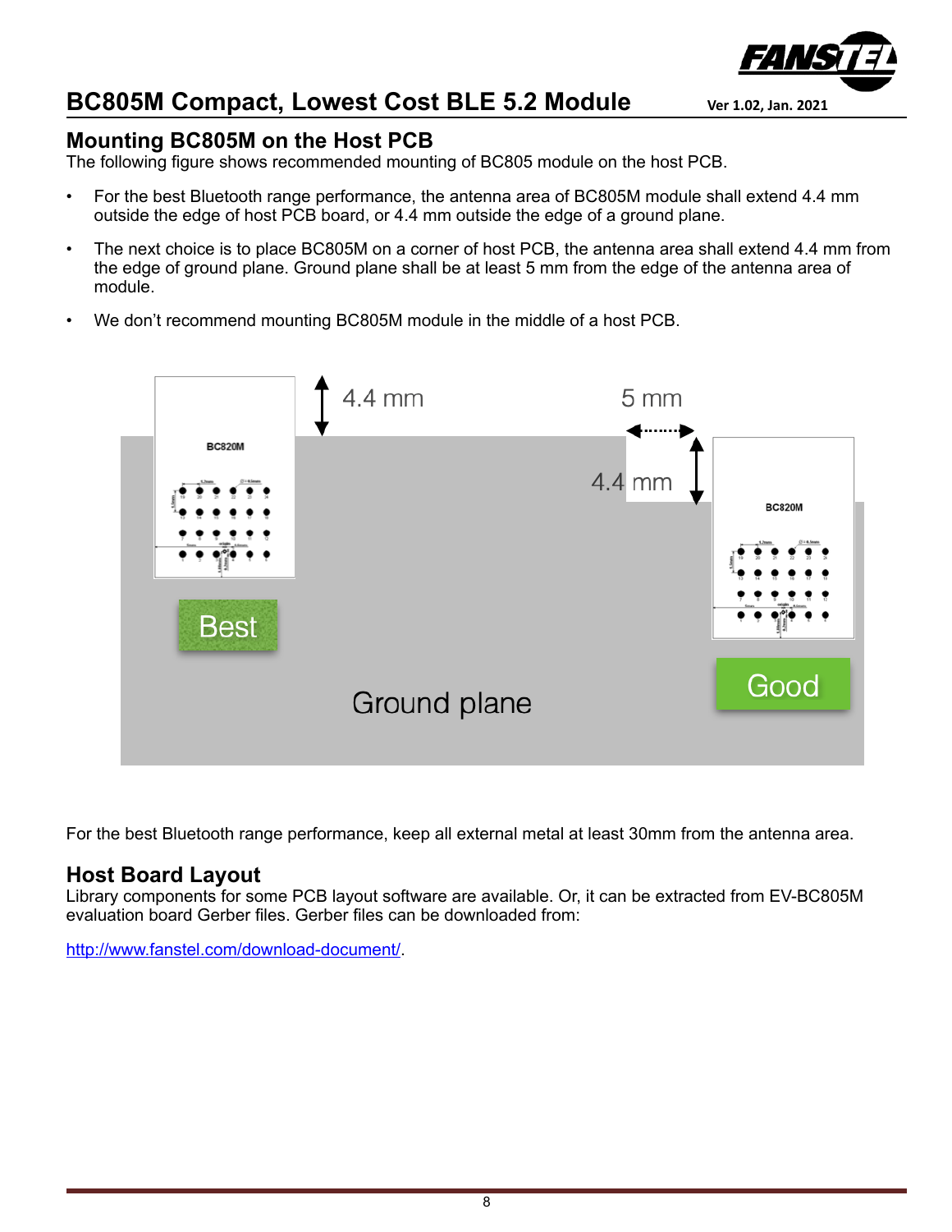## Mounting BC805M on the Host PCB

The following figure shows recommended mounting of BC805 module on the host PCB.

- For the best Bluetooth range performance, the antenna area of BC805M module shall extend 4.4 mm outside the edge of host PCB board, or 4.4 mm outside the edge of a ground plane.
- The next choice is to place BC805M on a corner of host PCB, the antenna area shall extend 4.4 mm from the edge of ground plane. Ground plane shall be at least 5 mm from the edge of the antenna area of module.
- We don't recommend mounting BC805M module in the middle of a host PCB.

For the best Bluetooth range performance, keep all external metal at least 30mm from the antenna area.

## Host Board Layout

Library components for some PCB layout software are available. Or, it can be extracted from EV-BC805M evaluation board Gerber files. Gerber files can be downloaded from:

http://www.fanstel.com/download-document/.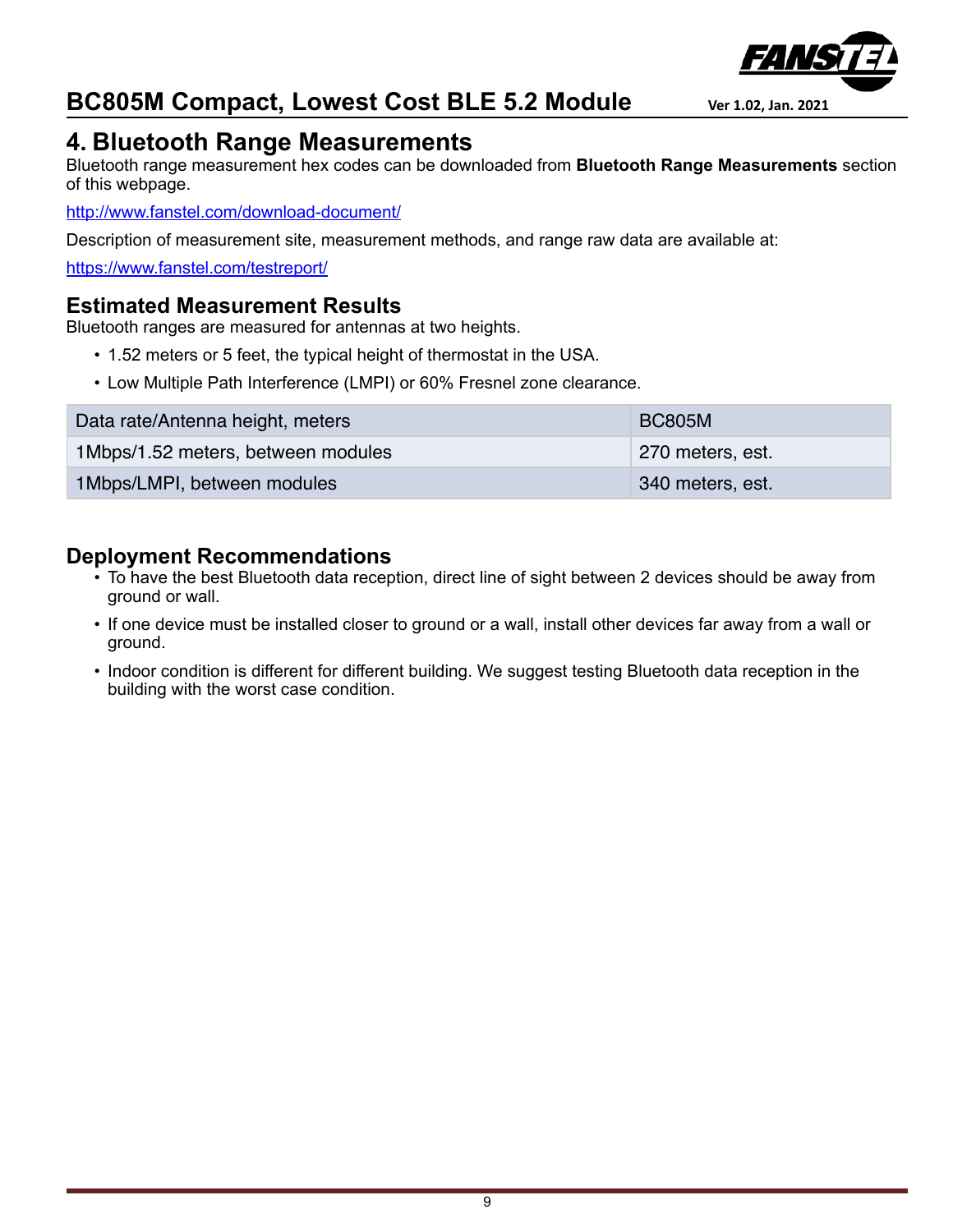# 4. Bluetooth Range Measurements

Bluetooth range measurement hex codes can be downloaded from **Bluetooth Range Measurements** section of this webpage.

http://www.fanstel.com/download-document/

Description of measurement site, measurement methods, and range raw data are available at:

https://www.fanstel.com/testreport/

## Estimated Measurement Results

Bluetooth ranges are measured for antennas at two heights.

- 1.52 meters or 5 feet, the typical height of thermostat in the USA.
- Low Multiple Path Interference (LMPI) or 60% Fresnel zone clearance.

| Data rate/Antenna height, meters | BC805M |
|---|---|
| 1Mbps/1.52 meters, between modules | 270 meters, est. |
| 1Mbps/LMPI, between modules | 340 meters, est. |

## Deployment Recommendations

- To have the best Bluetooth data reception, direct line of sight between 2 devices should be away from ground or wall.
- If one device must be installed closer to ground or a wall, install other devices far away from a wall or ground.
- Indoor condition is different for different building. We suggest testing Bluetooth data reception in the building with the worst case condition.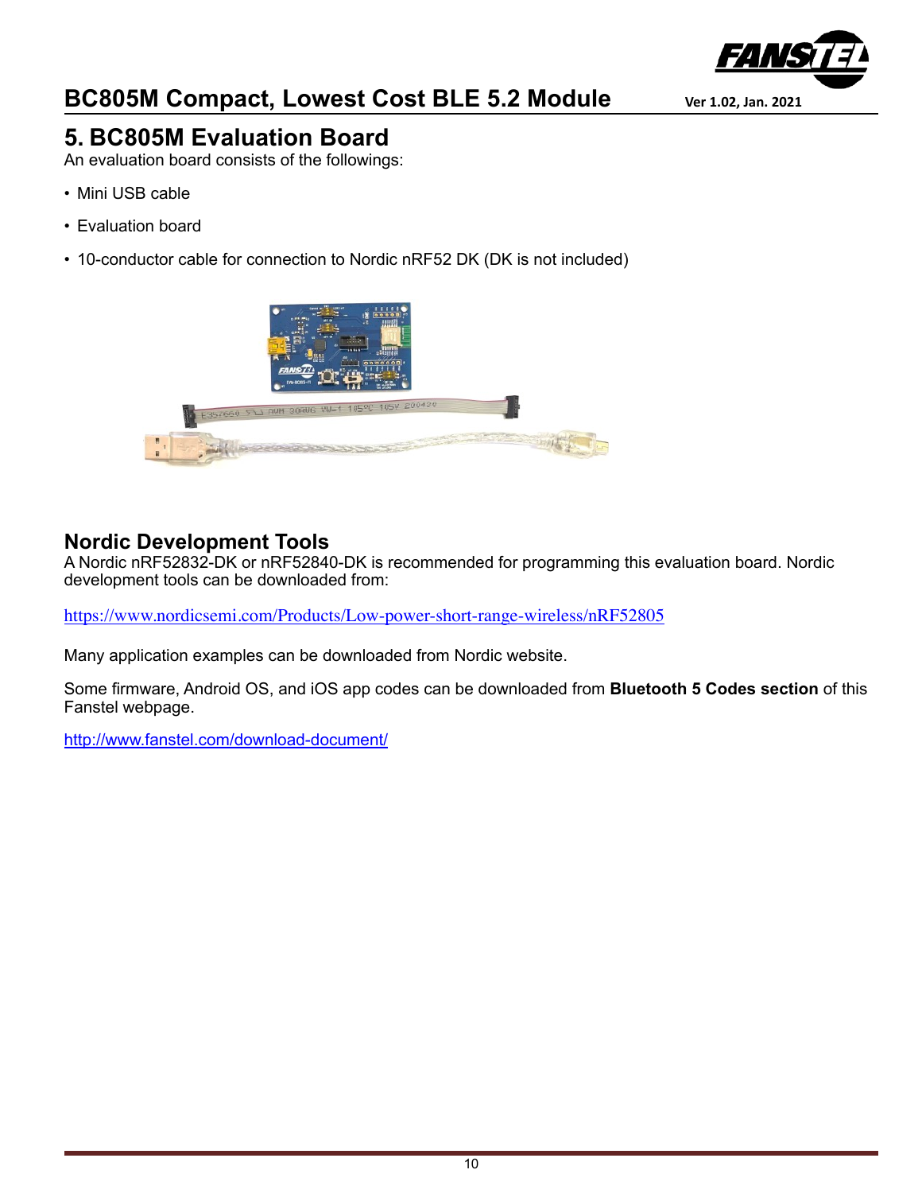# 5. BC805M Evaluation Board

An evaluation board consists of the followings:

- Mini USB cable
- Evaluation board
- 10-conductor cable for connection to Nordic nRF52 DK (DK is not included)

## Nordic Development Tools

A Nordic nRF52832-DK or nRF52840-DK is recommended for programming this evaluation board. Nordic development tools can be downloaded from:

https://www.nordicsemi.com/Products/Low-power-short-range-wireless/nRF52805

Many application examples can be downloaded from Nordic website.

Some firmware, Android OS, and iOS app codes can be downloaded from **Bluetooth 5 Codes section** of this Fanstel webpage.

http://www.fanstel.com/download-document/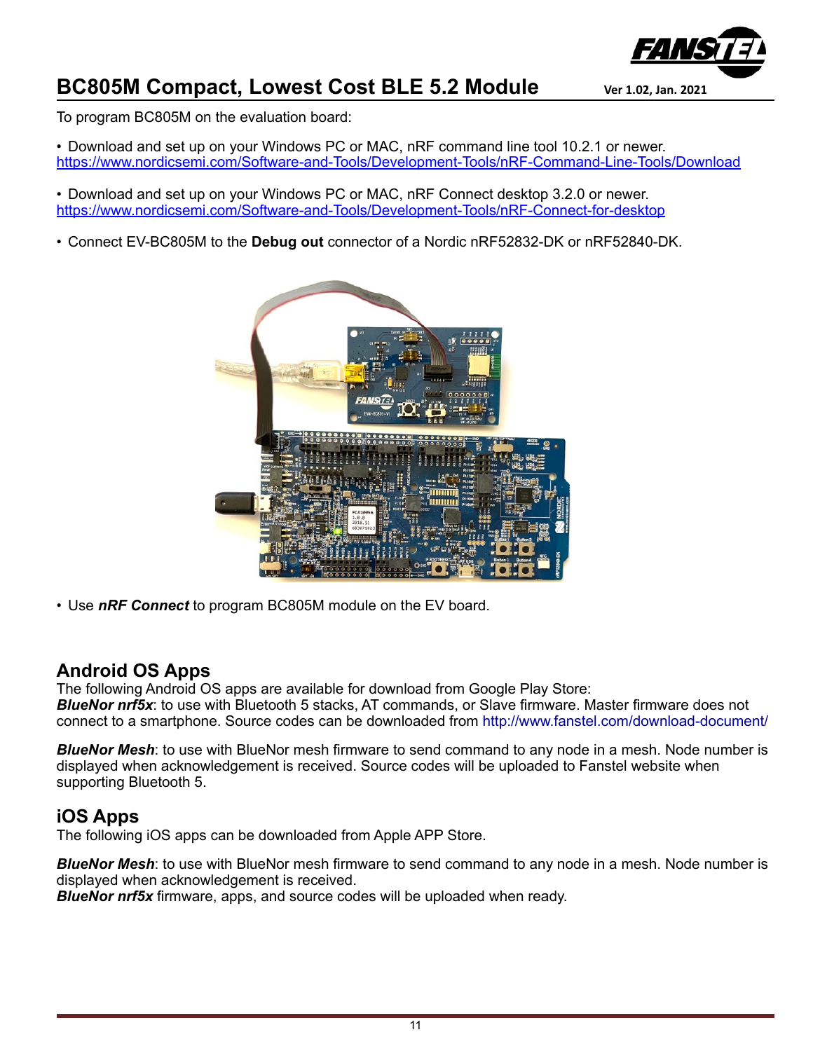To program BC805M on the evaluation board:

- Download and set up on your Windows PC or MAC, nRF command line tool 10.2.1 or newer.
https://www.nordicsemi.com/Software-and-Tools/Development-Tools/nRF-Command-Line-Tools/Download

- Download and set up on your Windows PC or MAC, nRF Connect desktop 3.2.0 or newer.
https://www.nordicsemi.com/Software-and-Tools/Development-Tools/nRF-Connect-for-desktop

- Connect EV-BC805M to the **Debug out** connector of a Nordic nRF52832-DK or nRF52840-DK.

- Use ***nRF Connect*** to program BC805M module on the EV board.

## Android OS Apps

The following Android OS apps are available for download from Google Play Store:
***BlueNor nrf5x***: to use with Bluetooth 5 stacks, AT commands, or Slave firmware. Master firmware does not connect to a smartphone. Source codes can be downloaded from http://www.fanstel.com/download-document/

***BlueNor Mesh***: to use with BlueNor mesh firmware to send command to any node in a mesh. Node number is displayed when acknowledgement is received. Source codes will be uploaded to Fanstel website when supporting Bluetooth 5.

## iOS Apps

The following iOS apps can be downloaded from Apple APP Store.

***BlueNor Mesh***: to use with BlueNor mesh firmware to send command to any node in a mesh. Node number is displayed when acknowledgement is received.
***BlueNor nrf5x*** firmware, apps, and source codes will be uploaded when ready.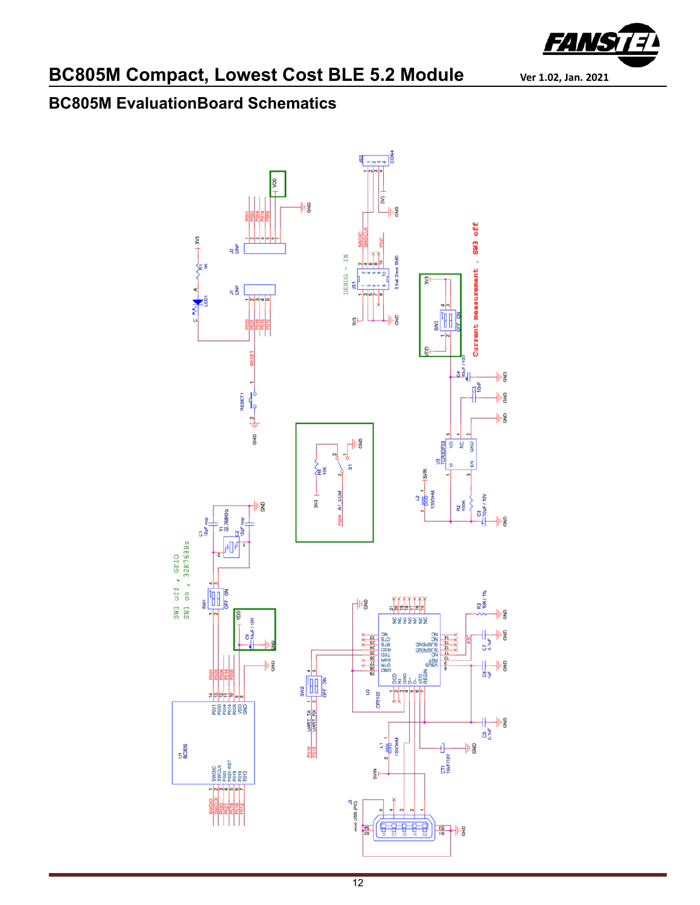## BC805M EvaluationBoard Schematics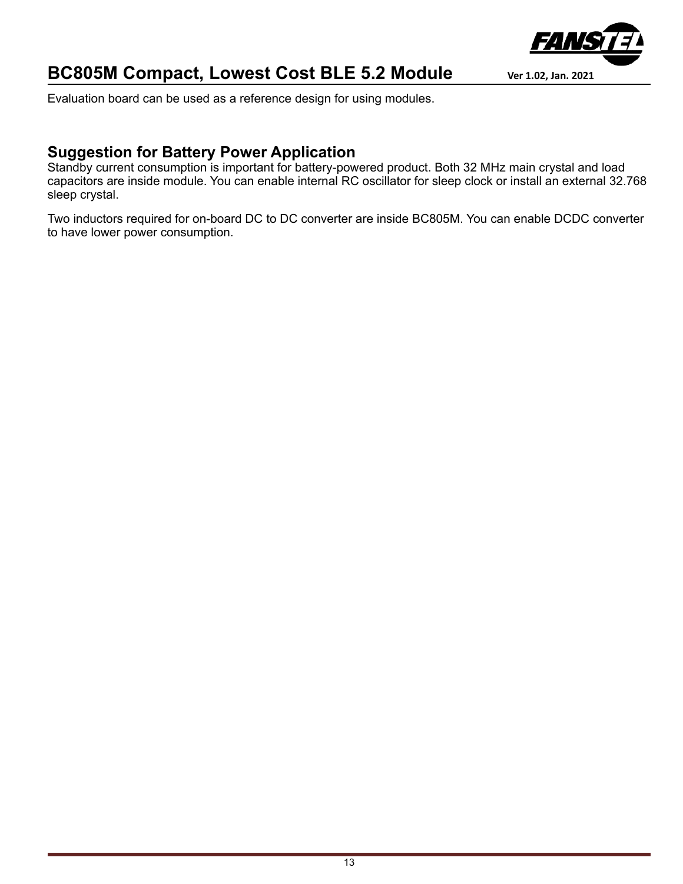Evaluation board can be used as a reference design for using modules.

## Suggestion for Battery Power Application

Standby current consumption is important for battery-powered product. Both 32 MHz main crystal and load capacitors are inside module. You can enable internal RC oscillator for sleep clock or install an external 32.768 sleep crystal.

Two inductors required for on-board DC to DC converter are inside BC805M. You can enable DCDC converter to have lower power consumption.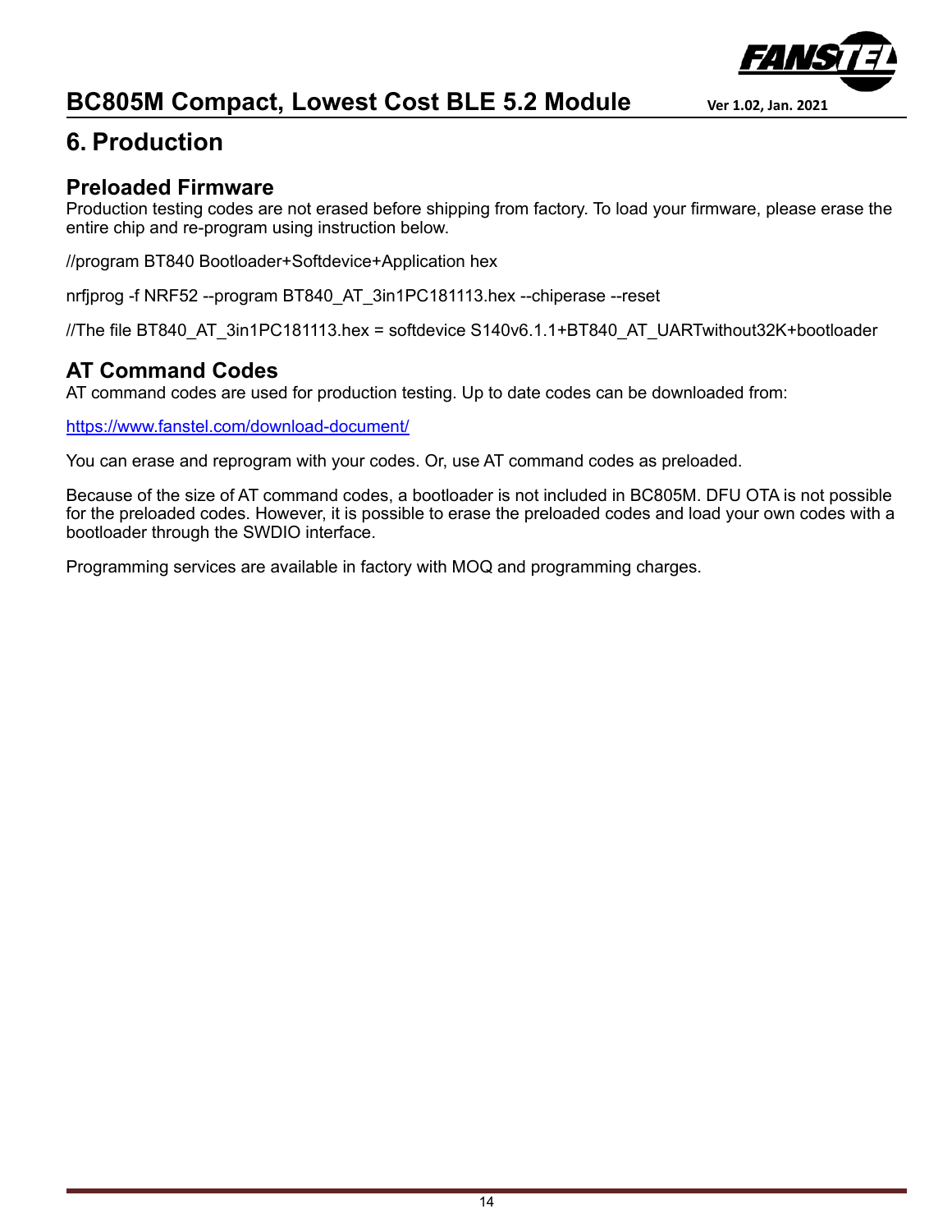# 6. Production

## Preloaded Firmware

Production testing codes are not erased before shipping from factory. To load your firmware, please erase the entire chip and re-program using instruction below.

//program BT840 Bootloader+Softdevice+Application hex

nrfjprog -f NRF52 --program BT840_AT_3in1PC181113.hex --chiperase --reset

//The file BT840_AT_3in1PC181113.hex = softdevice S140v6.1.1+BT840_AT_UARTwithout32K+bootloader

## AT Command Codes

AT command codes are used for production testing. Up to date codes can be downloaded from:

[https://www.fanstel.com/download-document/](https://www.fanstel.com/download-document/)

You can erase and reprogram with your codes. Or, use AT command codes as preloaded.

Because of the size of AT command codes, a bootloader is not included in BC805M. DFU OTA is not possible for the preloaded codes. However, it is possible to erase the preloaded codes and load your own codes with a bootloader through the SWDIO interface.

Programming services are available in factory with MOQ and programming charges.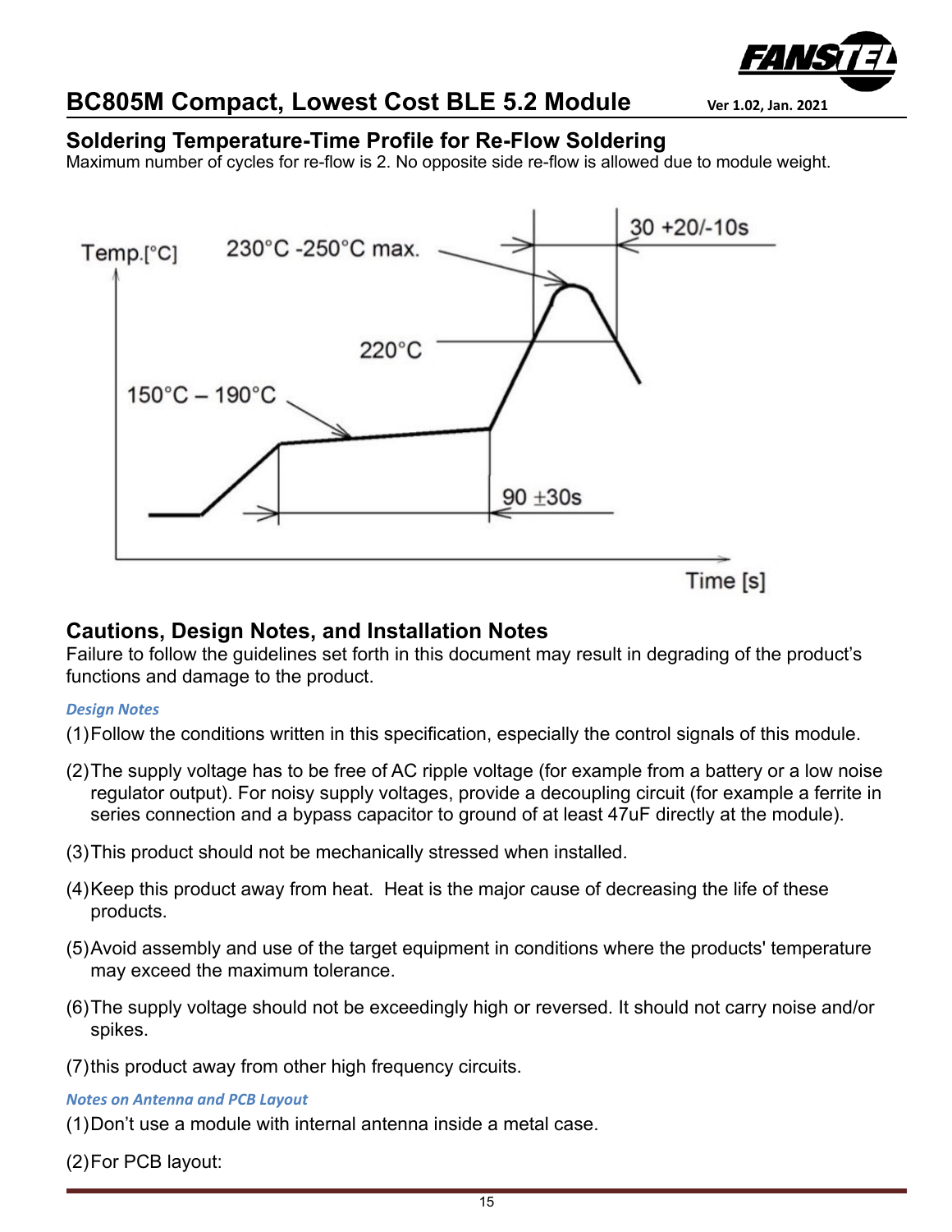## Soldering Temperature-Time Profile for Re-Flow Soldering

Maximum number of cycles for re-flow is 2. No opposite side re-flow is allowed due to module weight.

Temp.[°C]

230°C -250°C max.

30 +20/-10s

220°C

150°C – 190°C

90 ±30s

Time [s]

## Cautions, Design Notes, and Installation Notes

Failure to follow the guidelines set forth in this document may result in degrading of the product's functions and damage to the product.

### *Design Notes*

(1) Follow the conditions written in this specification, especially the control signals of this module.

(2) The supply voltage has to be free of AC ripple voltage (for example from a battery or a low noise regulator output). For noisy supply voltages, provide a decoupling circuit (for example a ferrite in series connection and a bypass capacitor to ground of at least 47uF directly at the module).

(3) This product should not be mechanically stressed when installed.

(4) Keep this product away from heat. Heat is the major cause of decreasing the life of these products.

(5) Avoid assembly and use of the target equipment in conditions where the products' temperature may exceed the maximum tolerance.

(6) The supply voltage should not be exceedingly high or reversed. It should not carry noise and/or spikes.

(7) this product away from other high frequency circuits.

### *Notes on Antenna and PCB Layout*

(1) Don't use a module with internal antenna inside a metal case.

(2) For PCB layout: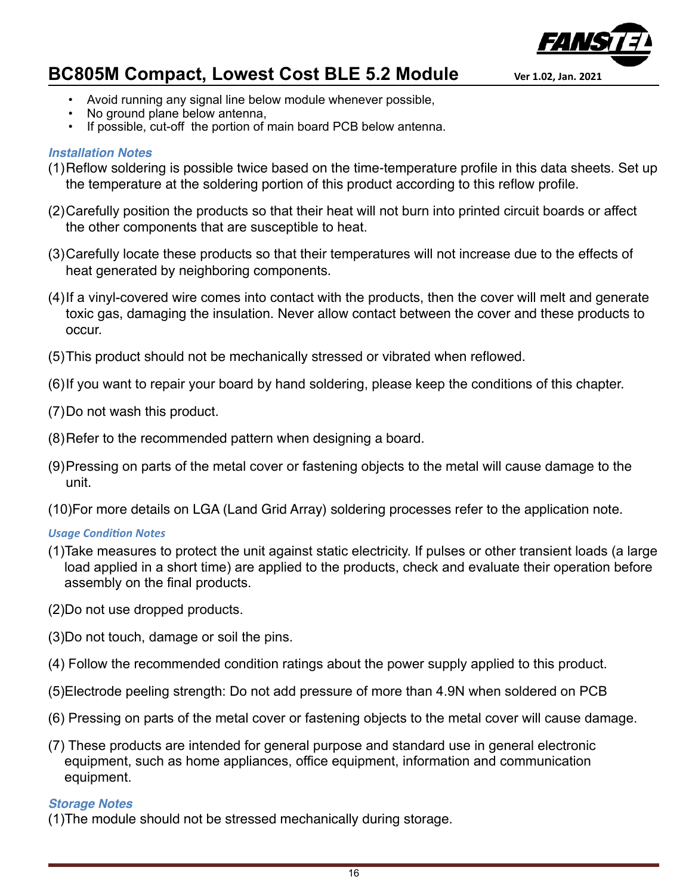- Avoid running any signal line below module whenever possible,
- No ground plane below antenna,
- If possible, cut-off the portion of main board PCB below antenna.

***Installation Notes***

(1)Reflow soldering is possible twice based on the time-temperature profile in this data sheets. Set up the temperature at the soldering portion of this product according to this reflow profile.

(2)Carefully position the products so that their heat will not burn into printed circuit boards or affect the other components that are susceptible to heat.

(3)Carefully locate these products so that their temperatures will not increase due to the effects of heat generated by neighboring components.

(4)If a vinyl-covered wire comes into contact with the products, then the cover will melt and generate toxic gas, damaging the insulation. Never allow contact between the cover and these products to occur.

(5)This product should not be mechanically stressed or vibrated when reflowed.

(6)If you want to repair your board by hand soldering, please keep the conditions of this chapter.

(7)Do not wash this product.

(8)Refer to the recommended pattern when designing a board.

(9)Pressing on parts of the metal cover or fastening objects to the metal will cause damage to the unit.

(10)For more details on LGA (Land Grid Array) soldering processes refer to the application note.

***Usage Condition Notes***

(1)Take measures to protect the unit against static electricity. If pulses or other transient loads (a large load applied in a short time) are applied to the products, check and evaluate their operation before assembly on the final products.

(2)Do not use dropped products.

(3)Do not touch, damage or soil the pins.

(4) Follow the recommended condition ratings about the power supply applied to this product.

(5)Electrode peeling strength: Do not add pressure of more than 4.9N when soldered on PCB

(6) Pressing on parts of the metal cover or fastening objects to the metal cover will cause damage.

(7) These products are intended for general purpose and standard use in general electronic equipment, such as home appliances, office equipment, information and communication equipment.

***Storage Notes***

(1)The module should not be stressed mechanically during storage.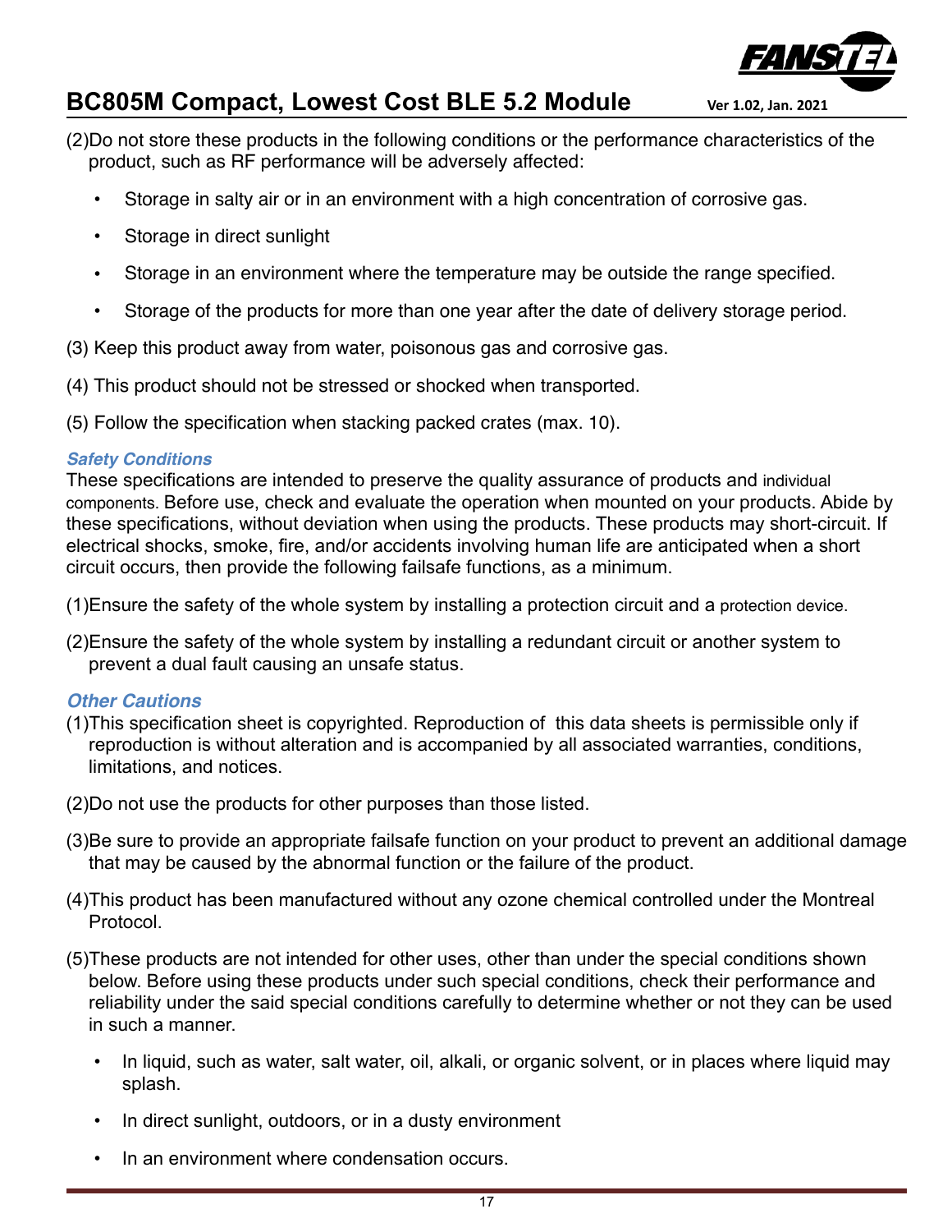(2)Do not store these products in the following conditions or the performance characteristics of the product, such as RF performance will be adversely affected:

- Storage in salty air or in an environment with a high concentration of corrosive gas.
- Storage in direct sunlight
- Storage in an environment where the temperature may be outside the range specified.
- Storage of the products for more than one year after the date of delivery storage period.

(3) Keep this product away from water, poisonous gas and corrosive gas.

(4) This product should not be stressed or shocked when transported.

(5) Follow the specification when stacking packed crates (max. 10).

### *Safety Conditions*

These specifications are intended to preserve the quality assurance of products and individual components. Before use, check and evaluate the operation when mounted on your products. Abide by these specifications, without deviation when using the products. These products may short-circuit. If electrical shocks, smoke, fire, and/or accidents involving human life are anticipated when a short circuit occurs, then provide the following failsafe functions, as a minimum.

(1)Ensure the safety of the whole system by installing a protection circuit and a protection device.

(2)Ensure the safety of the whole system by installing a redundant circuit or another system to prevent a dual fault causing an unsafe status.

### *Other Cautions*

(1)This specification sheet is copyrighted. Reproduction of this data sheets is permissible only if reproduction is without alteration and is accompanied by all associated warranties, conditions, limitations, and notices.

(2)Do not use the products for other purposes than those listed.

(3)Be sure to provide an appropriate failsafe function on your product to prevent an additional damage that may be caused by the abnormal function or the failure of the product.

(4)This product has been manufactured without any ozone chemical controlled under the Montreal Protocol.

(5)These products are not intended for other uses, other than under the special conditions shown below. Before using these products under such special conditions, check their performance and reliability under the said special conditions carefully to determine whether or not they can be used in such a manner.

- In liquid, such as water, salt water, oil, alkali, or organic solvent, or in places where liquid may splash.
- In direct sunlight, outdoors, or in a dusty environment
- In an environment where condensation occurs.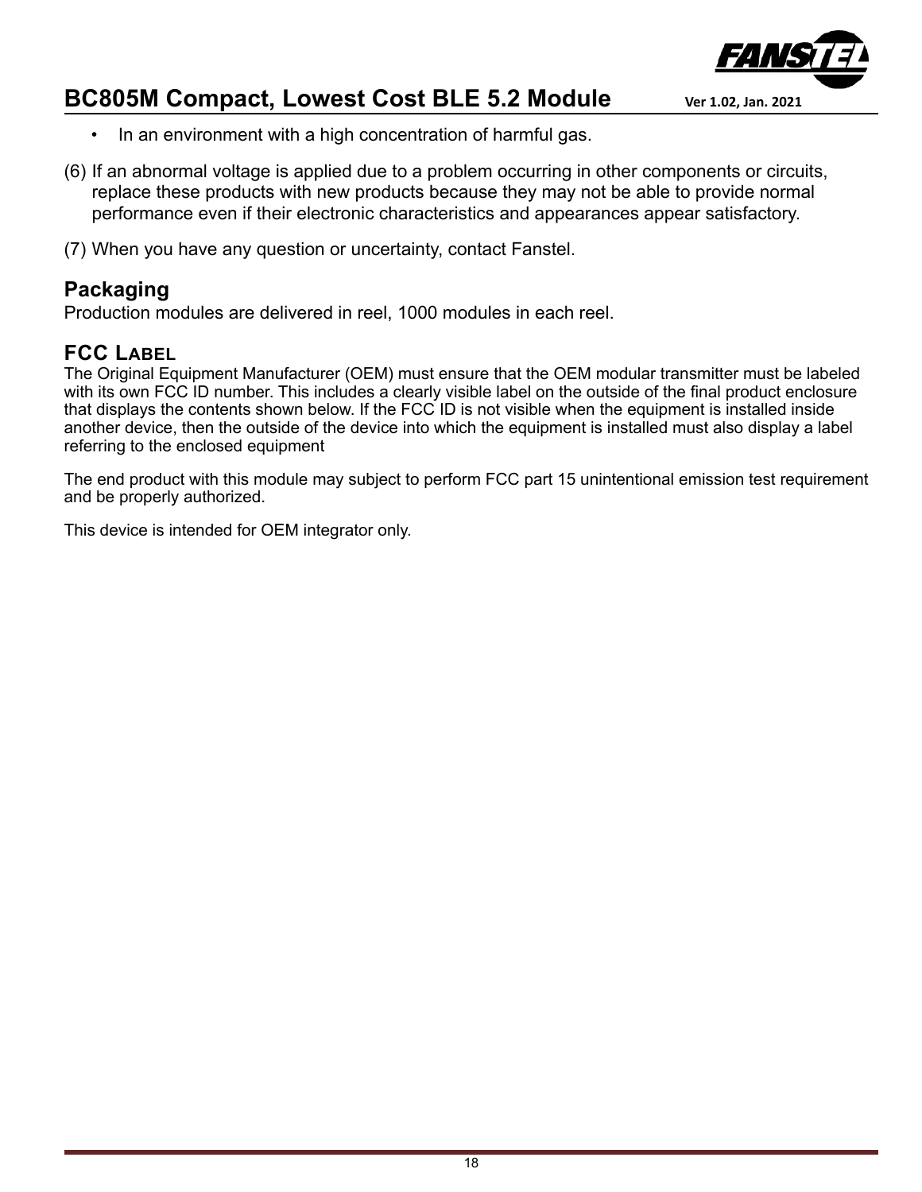- In an environment with a high concentration of harmful gas.

(6) If an abnormal voltage is applied due to a problem occurring in other components or circuits, replace these products with new products because they may not be able to provide normal performance even if their electronic characteristics and appearances appear satisfactory.

(7) When you have any question or uncertainty, contact Fanstel.

## Packaging

Production modules are delivered in reel, 1000 modules in each reel.

## FCC Label

The Original Equipment Manufacturer (OEM) must ensure that the OEM modular transmitter must be labeled with its own FCC ID number. This includes a clearly visible label on the outside of the final product enclosure that displays the contents shown below. If the FCC ID is not visible when the equipment is installed inside another device, then the outside of the device into which the equipment is installed must also display a label referring to the enclosed equipment

The end product with this module may subject to perform FCC part 15 unintentional emission test requirement and be properly authorized.

This device is intended for OEM integrator only.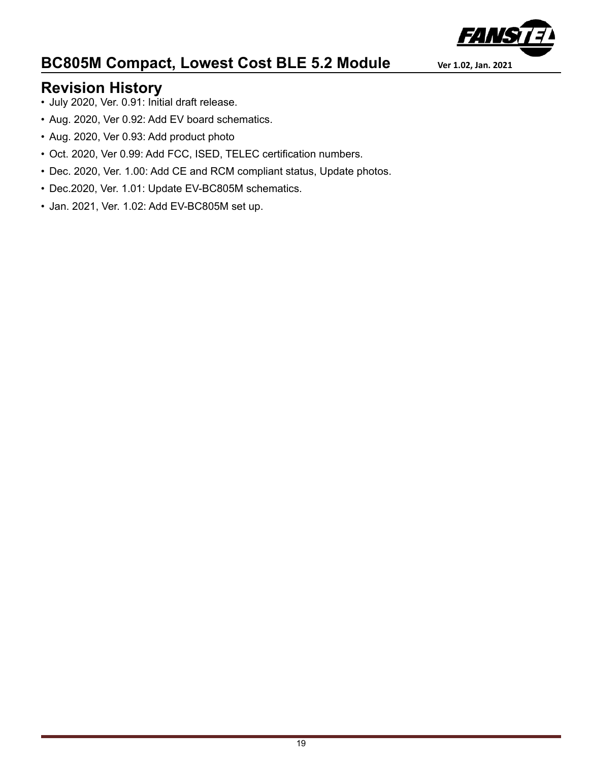## Revision History

- July 2020, Ver. 0.91: Initial draft release.
- Aug. 2020, Ver 0.92: Add EV board schematics.
- Aug. 2020, Ver 0.93: Add product photo
- Oct. 2020, Ver 0.99: Add FCC, ISED, TELEC certification numbers.
- Dec. 2020, Ver. 1.00: Add CE and RCM compliant status, Update photos.
- Dec.2020, Ver. 1.01: Update EV-BC805M schematics.
- Jan. 2021, Ver. 1.02: Add EV-BC805M set up.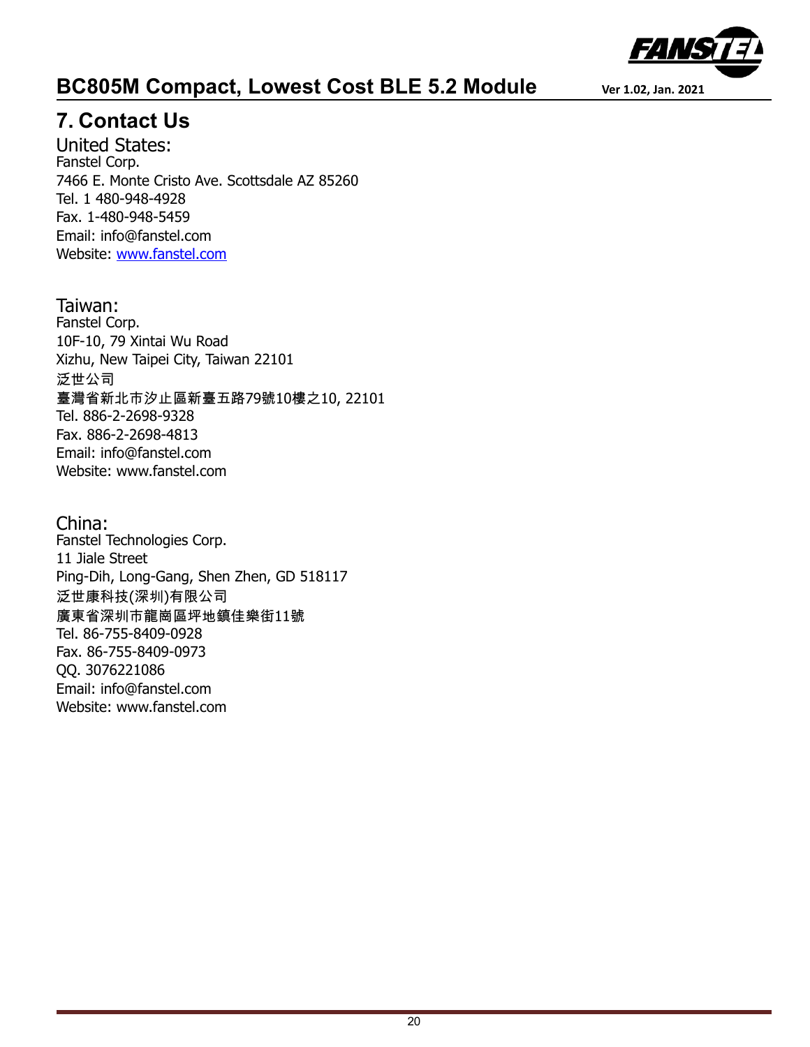## 7. Contact Us

### United States:

Fanstel Corp.
7466 E. Monte Cristo Ave. Scottsdale AZ 85260
Tel. 1 480-948-4928
Fax. 1-480-948-5459
Email: info@fanstel.com
Website: [www.fanstel.com](http://www.fanstel.com)

### Taiwan:

Fanstel Corp.
10F-10, 79 Xintai Wu Road
Xizhu, New Taipei City, Taiwan 22101
泛世公司
臺灣省新北市汐止區新臺五路79號10樓之10, 22101
Tel. 886-2-2698-9328
Fax. 886-2-2698-4813
Email: info@fanstel.com
Website: www.fanstel.com

### China:

Fanstel Technologies Corp.
11 Jiale Street
Ping-Dih, Long-Gang, Shen Zhen, GD 518117
泛世康科技(深圳)有限公司
廣東省深圳市龍崗區坪地鎮佳樂街11號
Tel. 86-755-8409-0928
Fax. 86-755-8409-0973
QQ. 3076221086
Email: info@fanstel.com
Website: www.fanstel.com